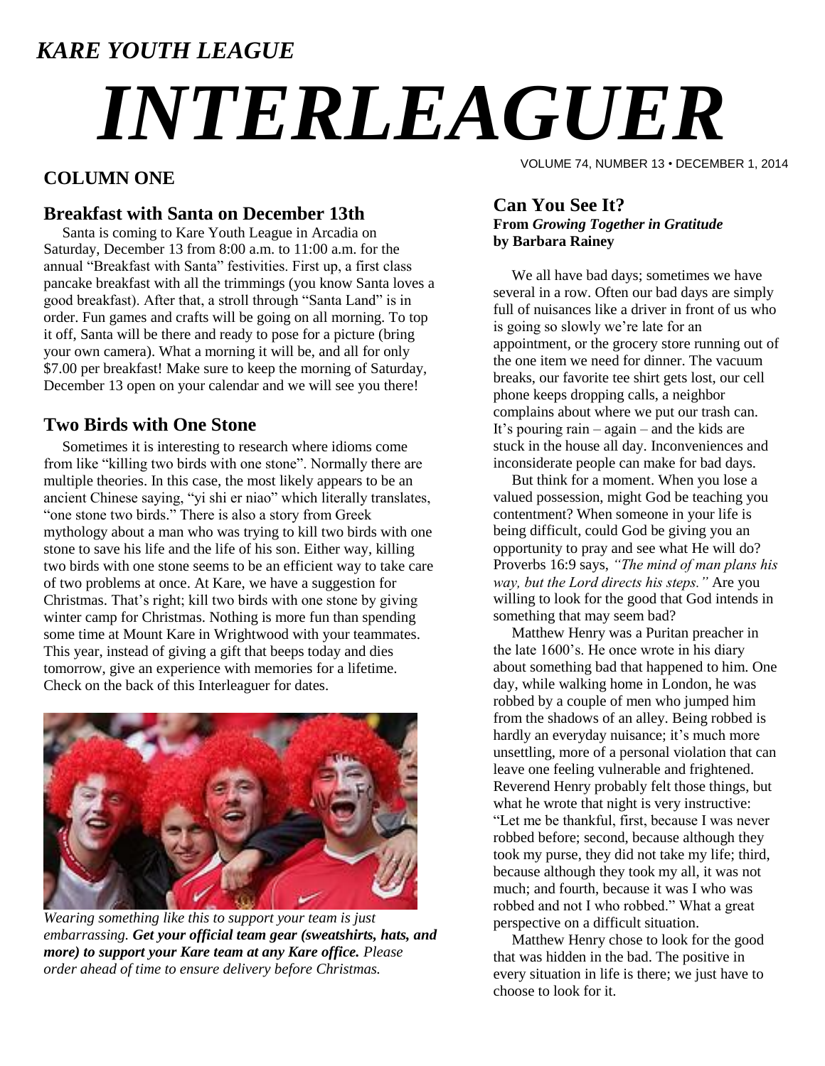*KARE YOUTH LEAGUE*

# *INTERLEAGUER*

VOLUME 74, NUMBER 13 • DECEMBER 1, 2014

## COLUMN ONE

### Breakfast with Santa on December 13th

Santa is coming to Kare Youth League in Arcadia on Saturday, December 13 from 8:00 a.m. to 11:00 a.m. for the annual "Breakfast with Santa" festivities. First up, a first class pancake breakfast with all the trimmings (you know Santa loves a good breakfast). After that, a stroll through "Santa Land" is in order. Fun games and crafts will be going on all morning. To top it off, Santa will be there and ready to pose for a picture (bring your own camera). What a morning it will be, and all for only $7.00 per breakfast! Make sure to keep the morning of Saturday, December 13 open on your calendar and we will see you there!

### Two Birds with One Stone

Sometimes it is interesting to research where idioms come from like "killing two birds with one stone". Normally there are multiple theories. In this case, the most likely appears to be an ancient Chinese saying, "yi shi er niao" which literally translates, "one stone two birds." There is also a story from Greek mythology about a man who was trying to kill two birds with one stone to save his life and the life of his son. Either way, killing two birds with one stone seems to be an efficient way to take care of two problems at once. At Kare, we have a suggestion for Christmas. That's right; kill two birds with one stone by giving winter camp for Christmas. Nothing is more fun than spending some time at Mount Kare in Wrightwood with your teammates. This year, instead of giving a gift that beeps today and dies tomorrow, give an experience with memories for a lifetime. Check on the back of this Interleaguer for dates.

*Wearing something like this to support your team is just embarrassing.* ***Get your official team gear (sweatshirts, hats, and more) to support your Kare team at any Kare office.*** *Please order ahead of time to ensure delivery before Christmas.*

### Can You See It?
**From *Growing Together in Gratitude* by Barbara Rainey**

We all have bad days; sometimes we have several in a row. Often our bad days are simply full of nuisances like a driver in front of us who is going so slowly we're late for an appointment, or the grocery store running out of the one item we need for dinner. The vacuum breaks, our favorite tee shirt gets lost, our cell phone keeps dropping calls, a neighbor complains about where we put our trash can. It's pouring rain – again – and the kids are stuck in the house all day. Inconveniences and inconsiderate people can make for bad days.

But think for a moment. When you lose a valued possession, might God be teaching you contentment? When someone in your life is being difficult, could God be giving you an opportunity to pray and see what He will do? Proverbs 16:9 says, *"The mind of man plans his way, but the Lord directs his steps."* Are you willing to look for the good that God intends in something that may seem bad?

Matthew Henry was a Puritan preacher in the late 1600's. He once wrote in his diary about something bad that happened to him. One day, while walking home in London, he was robbed by a couple of men who jumped him from the shadows of an alley. Being robbed is hardly an everyday nuisance; it's much more unsettling, more of a personal violation that can leave one feeling vulnerable and frightened. Reverend Henry probably felt those things, but what he wrote that night is very instructive: "Let me be thankful, first, because I was never robbed before; second, because although they took my purse, they did not take my life; third, because although they took my all, it was not much; and fourth, because it was I who was robbed and not I who robbed." What a great perspective on a difficult situation.

Matthew Henry chose to look for the good that was hidden in the bad. The positive in every situation in life is there; we just have to choose to look for it.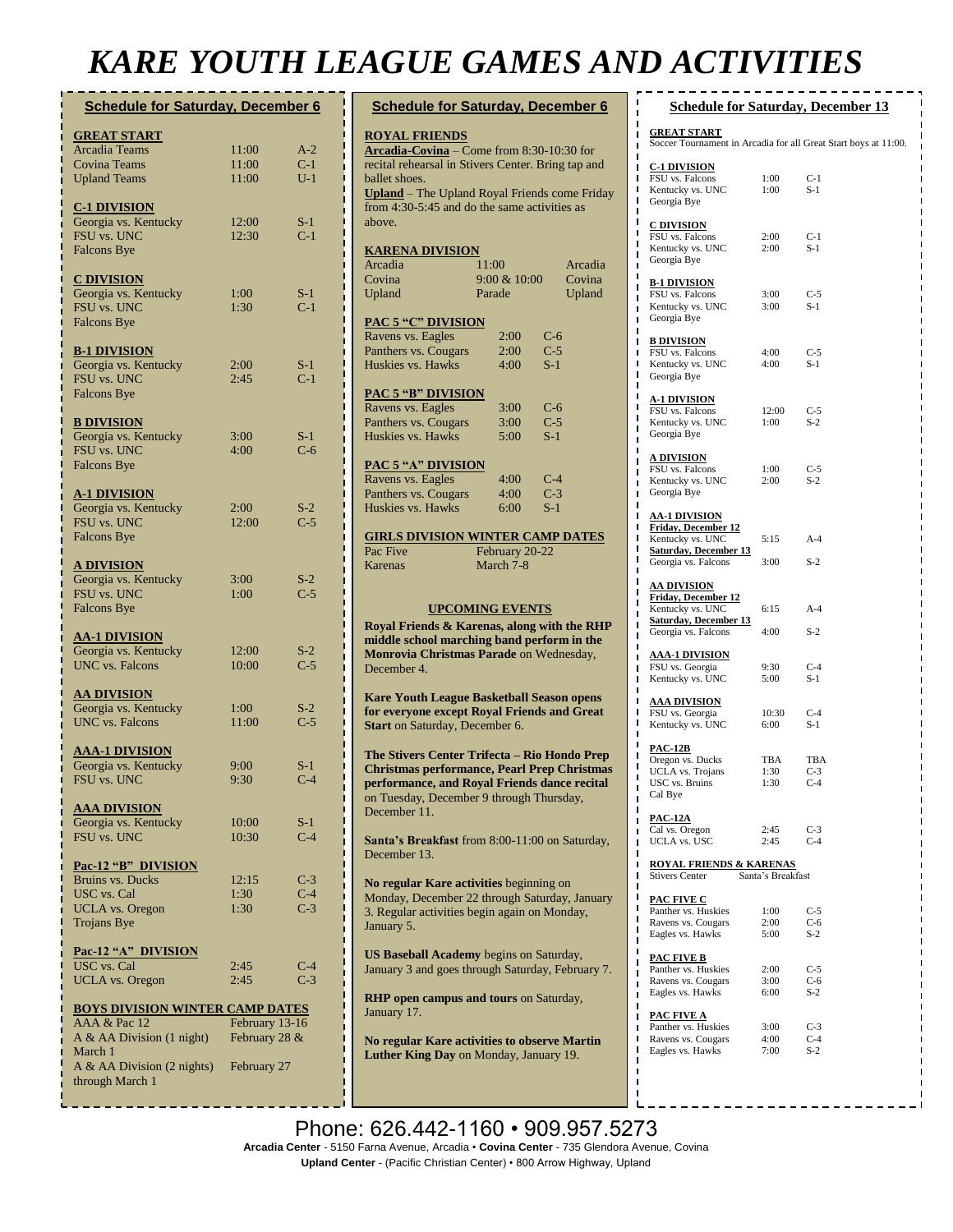// KARE YOUTH LEAGUE GAMES AND ACTIVITIES

## Schedule for Saturday, December 6

**GREAT START**

| | | |
|---|---|---|
| Arcadia Teams | 11:00 | A-2 |
| Covina Teams | 11:00 | C-1 |
| Upland Teams | 11:00 | U-1 |

**C-1 DIVISION**

| | | |
|---|---|---|
| Georgia vs. Kentucky | 12:00 | S-1 |
| FSU vs. UNC | 12:30 | C-1 |
| Falcons Bye | | |

**C DIVISION**

| | | |
|---|---|---|
| Georgia vs. Kentucky | 1:00 | S-1 |
| FSU vs. UNC | 1:30 | C-1 |
| Falcons Bye | | |

**B-1 DIVISION**

| | | |
|---|---|---|
| Georgia vs. Kentucky | 2:00 | S-1 |
| FSU vs. UNC | 2:45 | C-1 |
| Falcons Bye | | |

**B DIVISION**

| | | |
|---|---|---|
| Georgia vs. Kentucky | 3:00 | S-1 |
| FSU vs. UNC | 4:00 | C-6 |
| Falcons Bye | | |

**A-1 DIVISION**

| | | |
|---|---|---|
| Georgia vs. Kentucky | 2:00 | S-2 |
| FSU vs. UNC | 12:00 | C-5 |
| Falcons Bye | | |

**A DIVISION**

| | | |
|---|---|---|
| Georgia vs. Kentucky | 3:00 | S-2 |
| FSU vs. UNC | 1:00 | C-5 |
| Falcons Bye | | |

**AA-1 DIVISION**

| | | |
|---|---|---|
| Georgia vs. Kentucky | 12:00 | S-2 |
| UNC vs. Falcons | 10:00 | C-5 |

**AA DIVISION**

| | | |
|---|---|---|
| Georgia vs. Kentucky | 1:00 | S-2 |
| UNC vs. Falcons | 11:00 | C-5 |

**AAA-1 DIVISION**

| | | |
|---|---|---|
| Georgia vs. Kentucky | 9:00 | S-1 |
| FSU vs. UNC | 9:30 | C-4 |

**AAA DIVISION**

| | | |
|---|---|---|
| Georgia vs. Kentucky | 10:00 | S-1 |
| FSU vs. UNC | 10:30 | C-4 |

**Pac-12 "B" DIVISION**

| | | |
|---|---|---|
| Bruins vs. Ducks | 12:15 | C-3 |
| USC vs. Cal | 1:30 | C-4 |
| UCLA vs. Oregon | 1:30 | C-3 |
| Trojans Bye | | |

**Pac-12 "A" DIVISION**

| | | |
|---|---|---|
| USC vs. Cal | 2:45 | C-4 |
| UCLA vs. Oregon | 2:45 | C-3 |

**BOYS DIVISION WINTER CAMP DATES**

| | |
|---|---|
| AAA & Pac 12 | February 13-16 |
| A & AA Division (1 night) | February 28 & March 1 |
| A & AA Division (2 nights) | February 27 through March 1 |

## Schedule for Saturday, December 6

**ROYAL FRIENDS**

**Arcadia-Covina** – Come from 8:30-10:30 for recital rehearsal in Stivers Center. Bring tap and ballet shoes.

**Upland** – The Upland Royal Friends come Friday from 4:30-5:45 and do the same activities as above.

**KARENA DIVISION**

| | | |
|---|---|---|
| Arcadia | 11:00 | Arcadia |
| Covina | 9:00 & 10:00 | Covina |
| Upland | Parade | Upland |

**PAC 5 "C" DIVISION**

| | | |
|---|---|---|
| Ravens vs. Eagles | 2:00 | C-6 |
| Panthers vs. Cougars | 2:00 | C-5 |
| Huskies vs. Hawks | 4:00 | S-1 |

**PAC 5 "B" DIVISION**

| | | |
|---|---|---|
| Ravens vs. Eagles | 3:00 | C-6 |
| Panthers vs. Cougars | 3:00 | C-5 |
| Huskies vs. Hawks | 5:00 | S-1 |

**PAC 5 "A" DIVISION**

| | | |
|---|---|---|
| Ravens vs. Eagles | 4:00 | C-4 |
| Panthers vs. Cougars | 4:00 | C-3 |
| Huskies vs. Hawks | 6:00 | S-1 |

**GIRLS DIVISION WINTER CAMP DATES**

| | |
|---|---|
| Pac Five | February 20-22 |
| Karenas | March 7-8 |

### UPCOMING EVENTS

**Royal Friends & Karenas, along with the RHP middle school marching band perform in the Monrovia Christmas Parade** on Wednesday, December 4.

**Kare Youth League Basketball Season opens for everyone except Royal Friends and Great Start** on Saturday, December 6.

**The Stivers Center Trifecta – Rio Hondo Prep Christmas performance, Pearl Prep Christmas performance, and Royal Friends dance recital** on Tuesday, December 9 through Thursday, December 11.

**Santa's Breakfast** from 8:00-11:00 on Saturday, December 13.

**No regular Kare activities** beginning on Monday, December 22 through Saturday, January 3. Regular activities begin again on Monday, January 5.

**US Baseball Academy** begins on Saturday, January 3 and goes through Saturday, February 7.

**RHP open campus and tours** on Saturday, January 17.

**No regular Kare activities to observe Martin Luther King Day** on Monday, January 19.

## Schedule for Saturday, December 13

**GREAT START**

Soccer Tournament in Arcadia for all Great Start boys at 11:00.

**C-1 DIVISION**

| | | |
|---|---|---|
| FSU vs. Falcons | 1:00 | C-1 |
| Kentucky vs. UNC | 1:00 | S-1 |
| Georgia Bye | | |

**C DIVISION**

| | | |
|---|---|---|
| FSU vs. Falcons | 2:00 | C-1 |
| Kentucky vs. UNC | 2:00 | S-1 |
| Georgia Bye | | |

**B-1 DIVISION**

| | | |
|---|---|---|
| FSU vs. Falcons | 3:00 | C-5 |
| Kentucky vs. UNC | 3:00 | S-1 |
| Georgia Bye | | |

**B DIVISION**

| | | |
|---|---|---|
| FSU vs. Falcons | 4:00 | C-5 |
| Kentucky vs. UNC | 4:00 | S-1 |
| Georgia Bye | | |

**A-1 DIVISION**

| | | |
|---|---|---|
| FSU vs. Falcons | 12:00 | C-5 |
| Kentucky vs. UNC | 1:00 | S-2 |
| Georgia Bye | | |

**A DIVISION**

| | | |
|---|---|---|
| FSU vs. Falcons | 1:00 | C-5 |
| Kentucky vs. UNC | 2:00 | S-2 |
| Georgia Bye | | |

**AA-1 DIVISION**

| | | |
|---|---|---|
| **Friday, December 12** | | |
| Kentucky vs. UNC | 5:15 | A-4 |
| **Saturday, December 13** | | |
| Georgia vs. Falcons | 3:00 | S-2 |

**AA DIVISION**

| | | |
|---|---|---|
| **Friday, December 12** | | |
| Kentucky vs. UNC | 6:15 | A-4 |
| **Saturday, December 13** | | |
| Georgia vs. Falcons | 4:00 | S-2 |

**AAA-1 DIVISION**

| | | |
|---|---|---|
| FSU vs. Georgia | 9:30 | C-4 |
| Kentucky vs. UNC | 5:00 | S-1 |

**AAA DIVISION**

| | | |
|---|---|---|
| FSU vs. Georgia | 10:30 | C-4 |
| Kentucky vs. UNC | 6:00 | S-1 |

**PAC-12B**

| | | |
|---|---|---|
| Oregon vs. Ducks | TBA | TBA |
| UCLA vs. Trojans | 1:30 | C-3 |
| USC vs. Bruins | 1:30 | C-4 |
| Cal Bye | | |

**PAC-12A**

| | | |
|---|---|---|
| Cal vs. Oregon | 2:45 | C-3 |
| UCLA vs. USC | 2:45 | C-4 |

**ROYAL FRIENDS & KARENAS**

| | |
|---|---|
| Stivers Center | Santa's Breakfast |

**PAC FIVE C**

| | | |
|---|---|---|
| Panther vs. Huskies | 1:00 | C-5 |
| Ravens vs. Cougars | 2:00 | C-6 |
| Eagles vs. Hawks | 5:00 | S-2 |

**PAC FIVE B**

| | | |
|---|---|---|
| Panther vs. Huskies | 2:00 | C-5 |
| Ravens vs. Cougars | 3:00 | C-6 |
| Eagles vs. Hawks | 6:00 | S-2 |

**PAC FIVE A**

| | | |
|---|---|---|
| Panther vs. Huskies | 3:00 | C-3 |
| Ravens vs. Cougars | 4:00 | C-4 |
| Eagles vs. Hawks | 7:00 | S-2 |

Phone: 626.442-1160 • 909.957.5273

**Arcadia Center** - 5150 Farna Avenue, Arcadia • **Covina Center** - 735 Glendora Avenue, Covina

**Upland Center** - (Pacific Christian Center) • 800 Arrow Highway, Upland